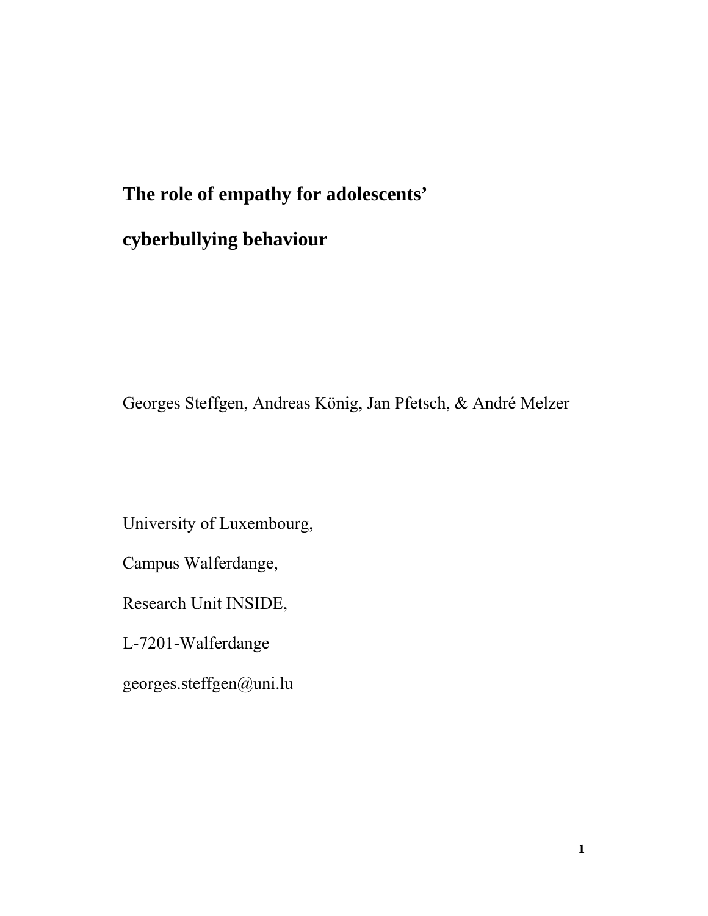# The role of empathy for adolescents' cyberbullying behaviour

Georges Steffgen, Andreas König, Jan Pfetsch, & André Melzer

University of Luxembourg,

Campus Walferdange,

Research Unit INSIDE,

L-7201-Walferdange

georges.steffgen@uni.lu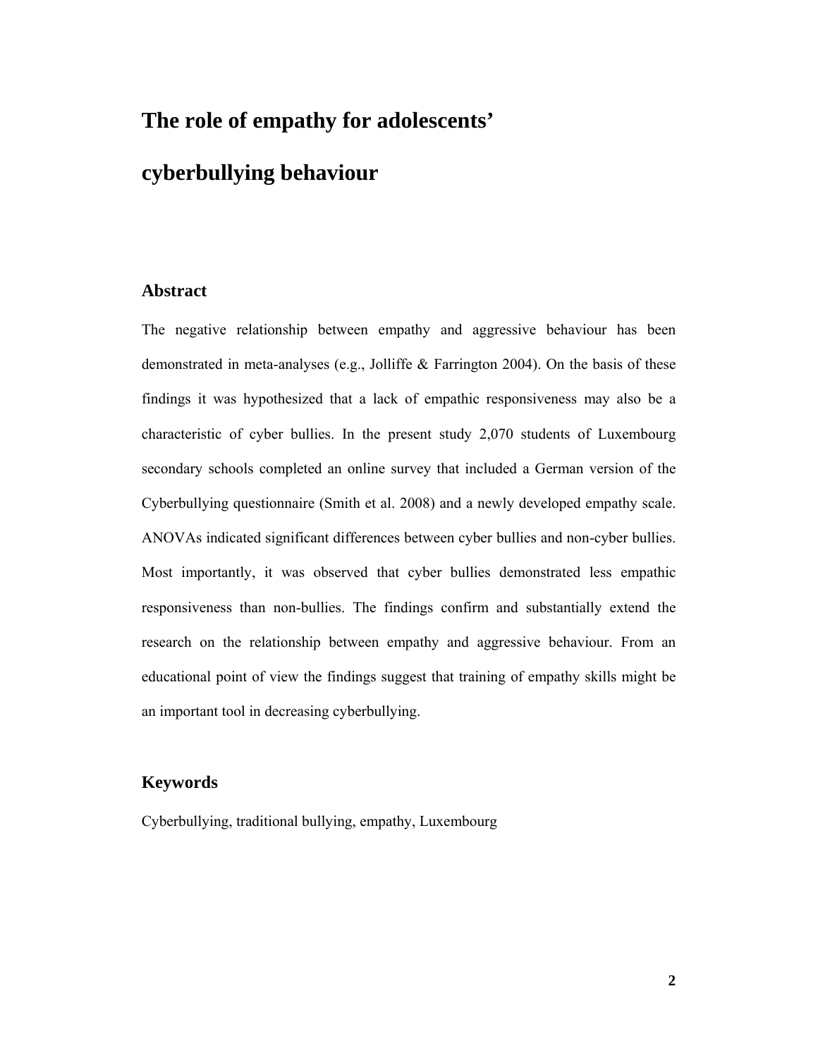# The role of empathy for adolescents' cyberbullying behaviour

## Abstract

The negative relationship between empathy and aggressive behaviour has been demonstrated in meta-analyses (e.g., Jolliffe & Farrington 2004). On the basis of these findings it was hypothesized that a lack of empathic responsiveness may also be a characteristic of cyber bullies. In the present study 2,070 students of Luxembourg secondary schools completed an online survey that included a German version of the Cyberbullying questionnaire (Smith et al. 2008) and a newly developed empathy scale. ANOVAs indicated significant differences between cyber bullies and non-cyber bullies. Most importantly, it was observed that cyber bullies demonstrated less empathic responsiveness than non-bullies. The findings confirm and substantially extend the research on the relationship between empathy and aggressive behaviour. From an educational point of view the findings suggest that training of empathy skills might be an important tool in decreasing cyberbullying.

## Keywords

Cyberbullying, traditional bullying, empathy, Luxembourg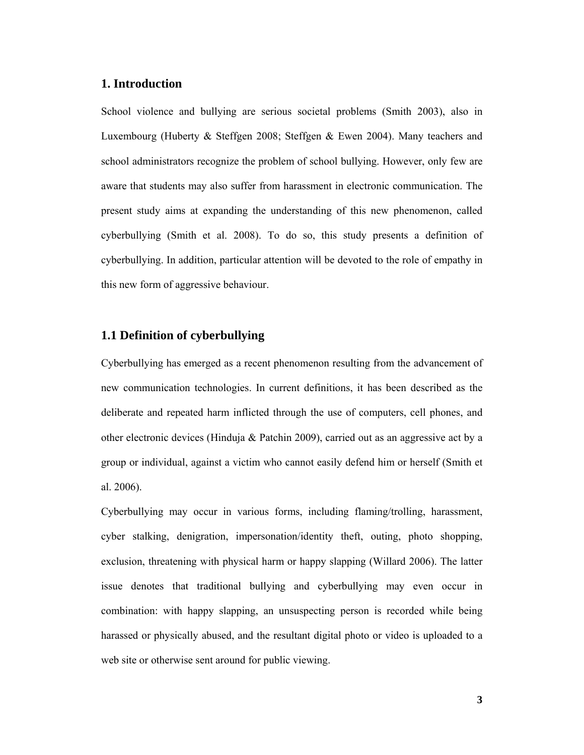## 1. Introduction

School violence and bullying are serious societal problems (Smith 2003), also in Luxembourg (Huberty & Steffgen 2008; Steffgen & Ewen 2004). Many teachers and school administrators recognize the problem of school bullying. However, only few are aware that students may also suffer from harassment in electronic communication. The present study aims at expanding the understanding of this new phenomenon, called cyberbullying (Smith et al. 2008). To do so, this study presents a definition of cyberbullying. In addition, particular attention will be devoted to the role of empathy in this new form of aggressive behaviour.

### 1.1 Definition of cyberbullying

Cyberbullying has emerged as a recent phenomenon resulting from the advancement of new communication technologies. In current definitions, it has been described as the deliberate and repeated harm inflicted through the use of computers, cell phones, and other electronic devices (Hinduja & Patchin 2009), carried out as an aggressive act by a group or individual, against a victim who cannot easily defend him or herself (Smith et al. 2006).

Cyberbullying may occur in various forms, including flaming/trolling, harassment, cyber stalking, denigration, impersonation/identity theft, outing, photo shopping, exclusion, threatening with physical harm or happy slapping (Willard 2006). The latter issue denotes that traditional bullying and cyberbullying may even occur in combination: with happy slapping, an unsuspecting person is recorded while being harassed or physically abused, and the resultant digital photo or video is uploaded to a web site or otherwise sent around for public viewing.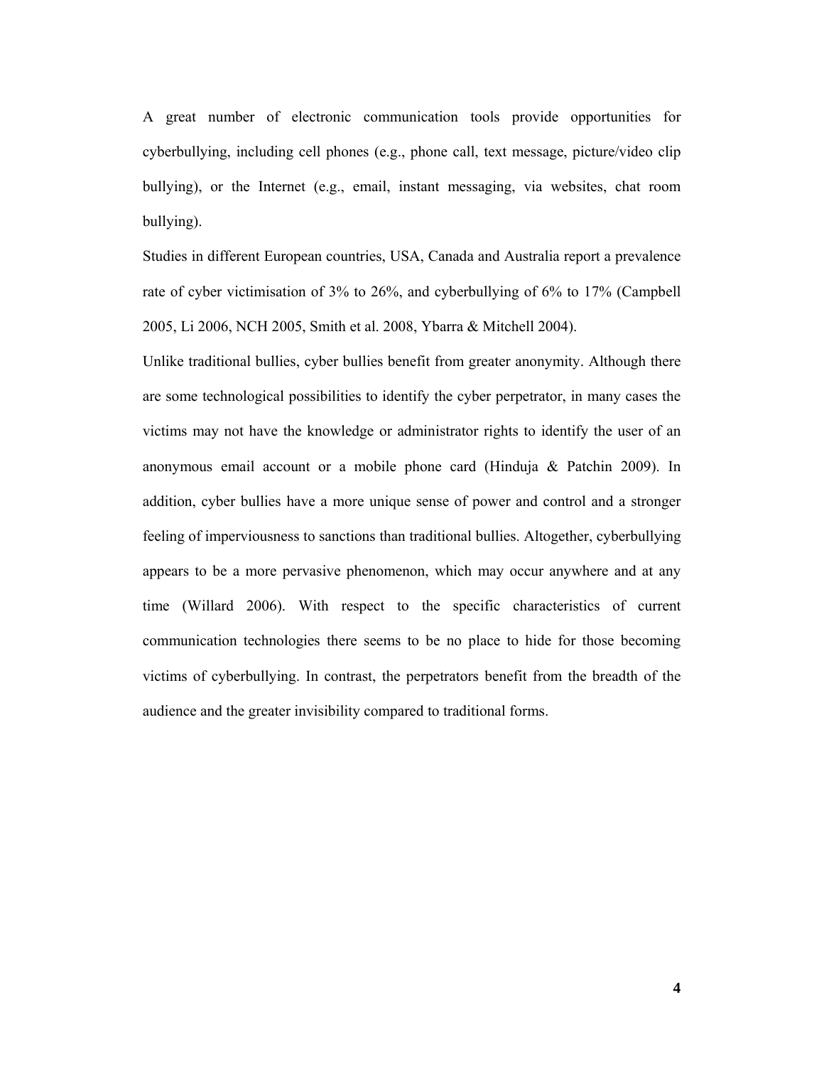A great number of electronic communication tools provide opportunities for cyberbullying, including cell phones (e.g., phone call, text message, picture/video clip bullying), or the Internet (e.g., email, instant messaging, via websites, chat room bullying).

Studies in different European countries, USA, Canada and Australia report a prevalence rate of cyber victimisation of 3% to 26%, and cyberbullying of 6% to 17% (Campbell 2005, Li 2006, NCH 2005, Smith et al. 2008, Ybarra & Mitchell 2004).

Unlike traditional bullies, cyber bullies benefit from greater anonymity. Although there are some technological possibilities to identify the cyber perpetrator, in many cases the victims may not have the knowledge or administrator rights to identify the user of an anonymous email account or a mobile phone card (Hinduja & Patchin 2009). In addition, cyber bullies have a more unique sense of power and control and a stronger feeling of imperviousness to sanctions than traditional bullies. Altogether, cyberbullying appears to be a more pervasive phenomenon, which may occur anywhere and at any time (Willard 2006). With respect to the specific characteristics of current communication technologies there seems to be no place to hide for those becoming victims of cyberbullying. In contrast, the perpetrators benefit from the breadth of the audience and the greater invisibility compared to traditional forms.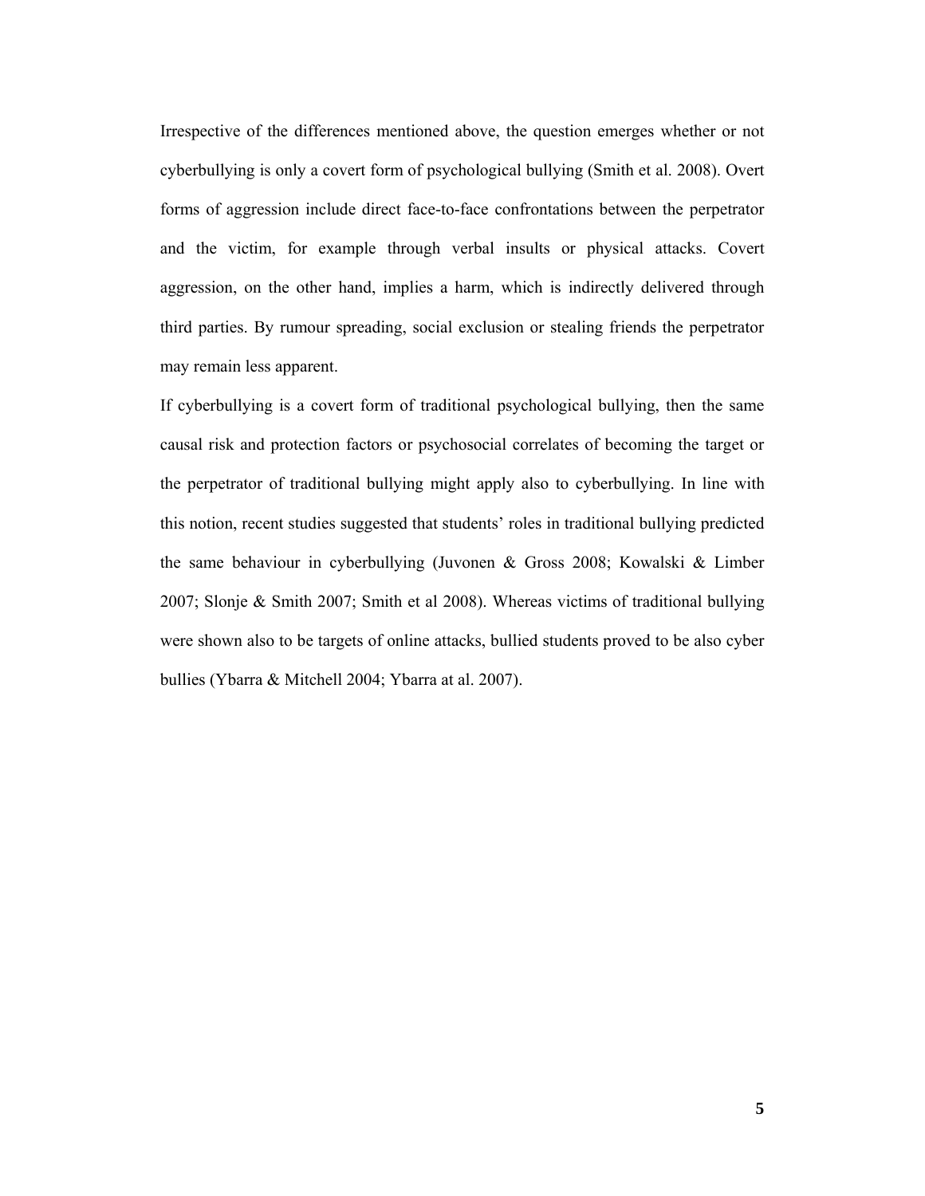Irrespective of the differences mentioned above, the question emerges whether or not cyberbullying is only a covert form of psychological bullying (Smith et al. 2008). Overt forms of aggression include direct face-to-face confrontations between the perpetrator and the victim, for example through verbal insults or physical attacks. Covert aggression, on the other hand, implies a harm, which is indirectly delivered through third parties. By rumour spreading, social exclusion or stealing friends the perpetrator may remain less apparent.

If cyberbullying is a covert form of traditional psychological bullying, then the same causal risk and protection factors or psychosocial correlates of becoming the target or the perpetrator of traditional bullying might apply also to cyberbullying. In line with this notion, recent studies suggested that students' roles in traditional bullying predicted the same behaviour in cyberbullying (Juvonen & Gross 2008; Kowalski & Limber 2007; Slonje & Smith 2007; Smith et al 2008). Whereas victims of traditional bullying were shown also to be targets of online attacks, bullied students proved to be also cyber bullies (Ybarra & Mitchell 2004; Ybarra at al. 2007).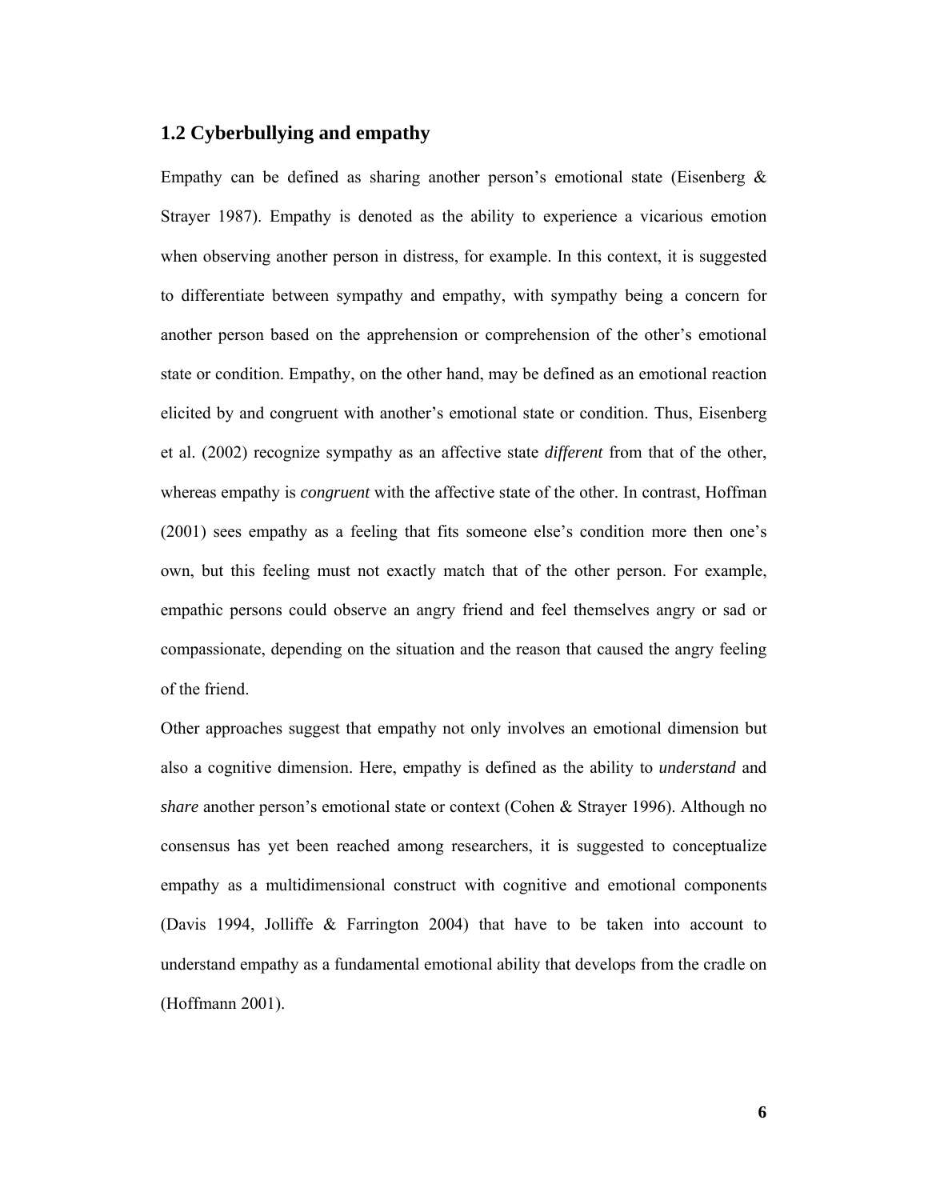## 1.2 Cyberbullying and empathy

Empathy can be defined as sharing another person's emotional state (Eisenberg & Strayer 1987). Empathy is denoted as the ability to experience a vicarious emotion when observing another person in distress, for example. In this context, it is suggested to differentiate between sympathy and empathy, with sympathy being a concern for another person based on the apprehension or comprehension of the other's emotional state or condition. Empathy, on the other hand, may be defined as an emotional reaction elicited by and congruent with another's emotional state or condition. Thus, Eisenberg et al. (2002) recognize sympathy as an affective state *different* from that of the other, whereas empathy is *congruent* with the affective state of the other. In contrast, Hoffman (2001) sees empathy as a feeling that fits someone else's condition more then one's own, but this feeling must not exactly match that of the other person. For example, empathic persons could observe an angry friend and feel themselves angry or sad or compassionate, depending on the situation and the reason that caused the angry feeling of the friend.

Other approaches suggest that empathy not only involves an emotional dimension but also a cognitive dimension. Here, empathy is defined as the ability to *understand* and *share* another person's emotional state or context (Cohen & Strayer 1996). Although no consensus has yet been reached among researchers, it is suggested to conceptualize empathy as a multidimensional construct with cognitive and emotional components (Davis 1994, Jolliffe & Farrington 2004) that have to be taken into account to understand empathy as a fundamental emotional ability that develops from the cradle on (Hoffmann 2001).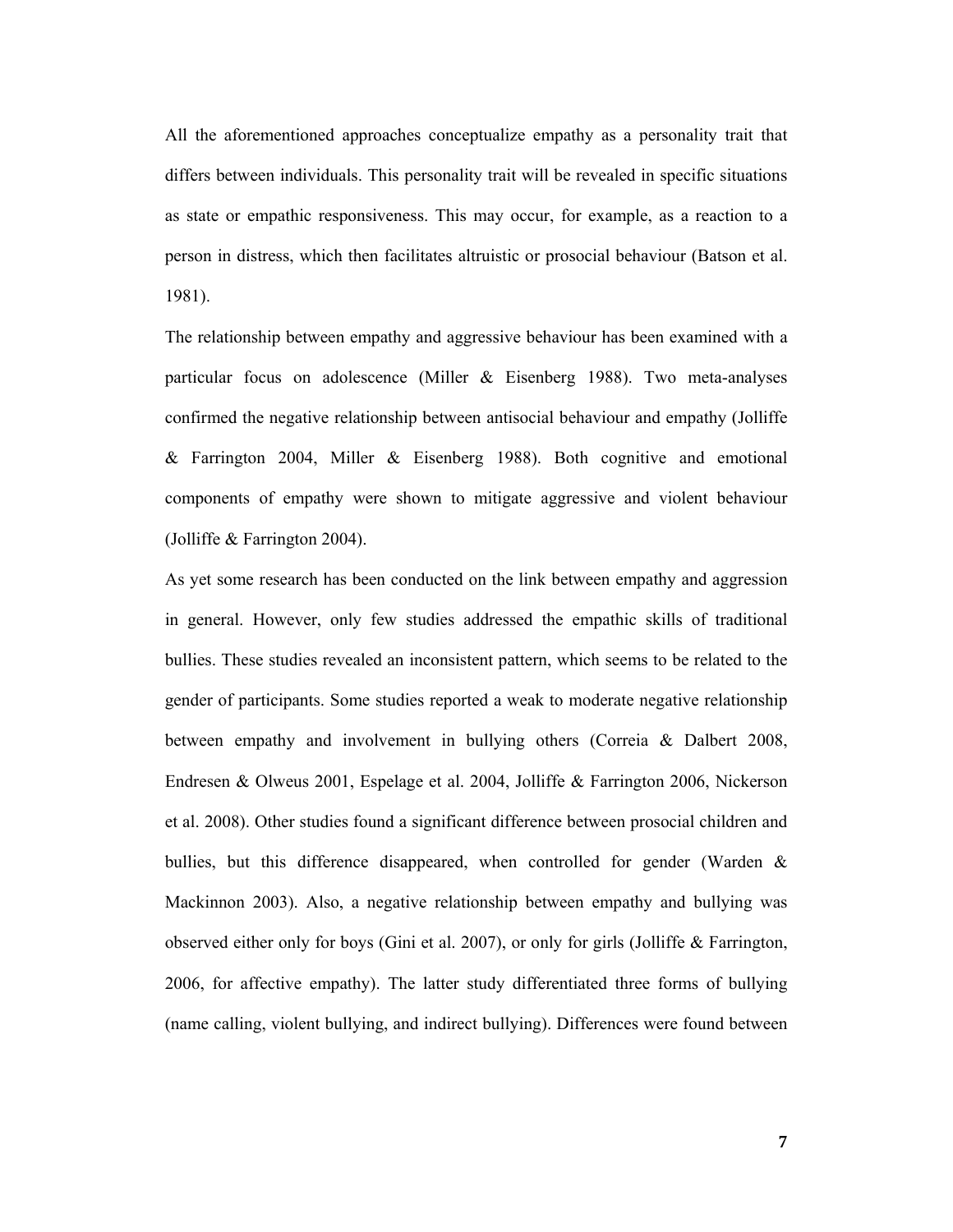All the aforementioned approaches conceptualize empathy as a personality trait that differs between individuals. This personality trait will be revealed in specific situations as state or empathic responsiveness. This may occur, for example, as a reaction to a person in distress, which then facilitates altruistic or prosocial behaviour (Batson et al. 1981).

The relationship between empathy and aggressive behaviour has been examined with a particular focus on adolescence (Miller & Eisenberg 1988). Two meta-analyses confirmed the negative relationship between antisocial behaviour and empathy (Jolliffe & Farrington 2004, Miller & Eisenberg 1988). Both cognitive and emotional components of empathy were shown to mitigate aggressive and violent behaviour (Jolliffe & Farrington 2004).

As yet some research has been conducted on the link between empathy and aggression in general. However, only few studies addressed the empathic skills of traditional bullies. These studies revealed an inconsistent pattern, which seems to be related to the gender of participants. Some studies reported a weak to moderate negative relationship between empathy and involvement in bullying others (Correia & Dalbert 2008, Endresen & Olweus 2001, Espelage et al. 2004, Jolliffe & Farrington 2006, Nickerson et al. 2008). Other studies found a significant difference between prosocial children and bullies, but this difference disappeared, when controlled for gender (Warden & Mackinnon 2003). Also, a negative relationship between empathy and bullying was observed either only for boys (Gini et al. 2007), or only for girls (Jolliffe & Farrington, 2006, for affective empathy). The latter study differentiated three forms of bullying (name calling, violent bullying, and indirect bullying). Differences were found between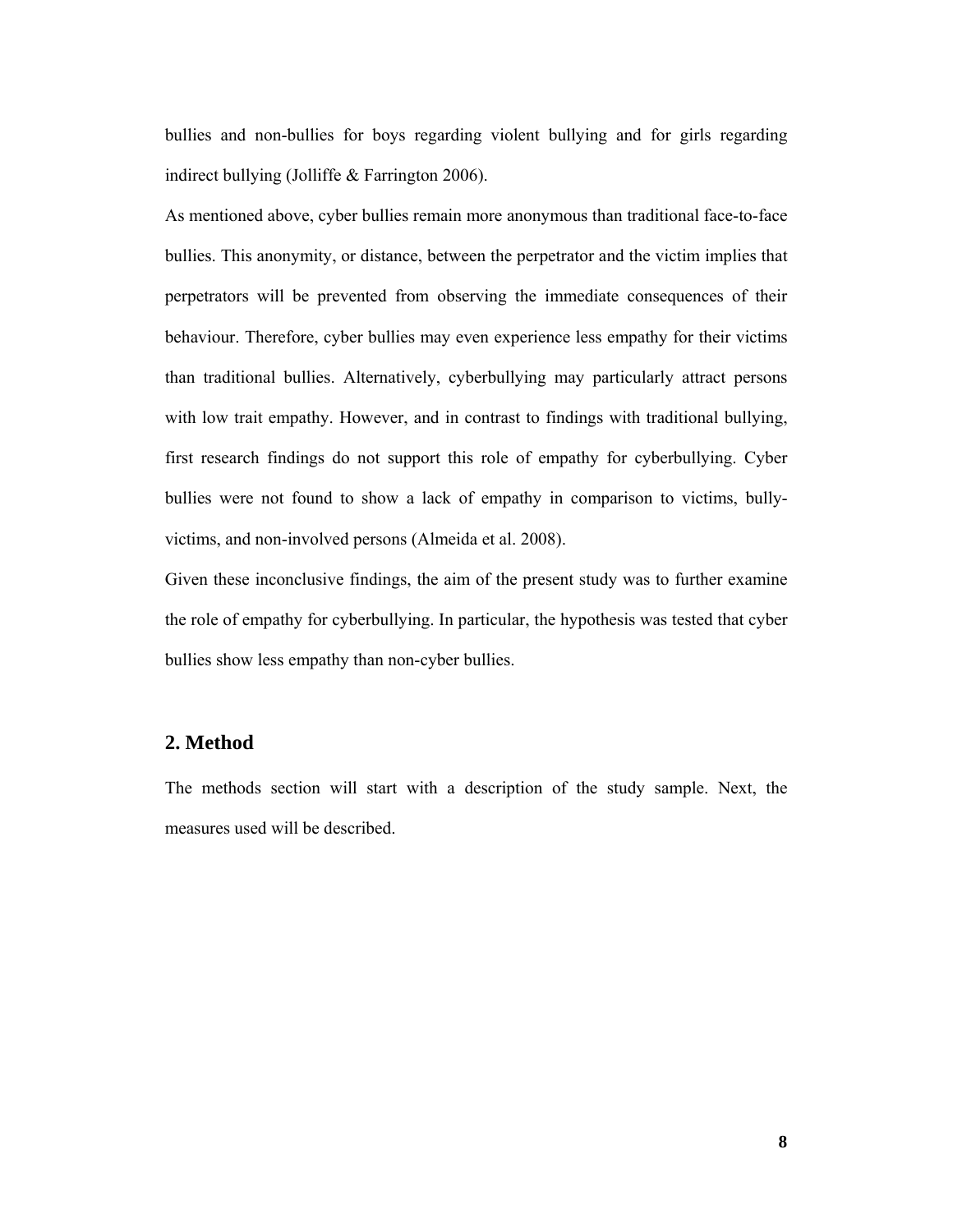bullies and non-bullies for boys regarding violent bullying and for girls regarding indirect bullying (Jolliffe & Farrington 2006).

As mentioned above, cyber bullies remain more anonymous than traditional face-to-face bullies. This anonymity, or distance, between the perpetrator and the victim implies that perpetrators will be prevented from observing the immediate consequences of their behaviour. Therefore, cyber bullies may even experience less empathy for their victims than traditional bullies. Alternatively, cyberbullying may particularly attract persons with low trait empathy. However, and in contrast to findings with traditional bullying, first research findings do not support this role of empathy for cyberbullying. Cyber bullies were not found to show a lack of empathy in comparison to victims, bully-victims, and non-involved persons (Almeida et al. 2008).

Given these inconclusive findings, the aim of the present study was to further examine the role of empathy for cyberbullying. In particular, the hypothesis was tested that cyber bullies show less empathy than non-cyber bullies.

## 2. Method

The methods section will start with a description of the study sample. Next, the measures used will be described.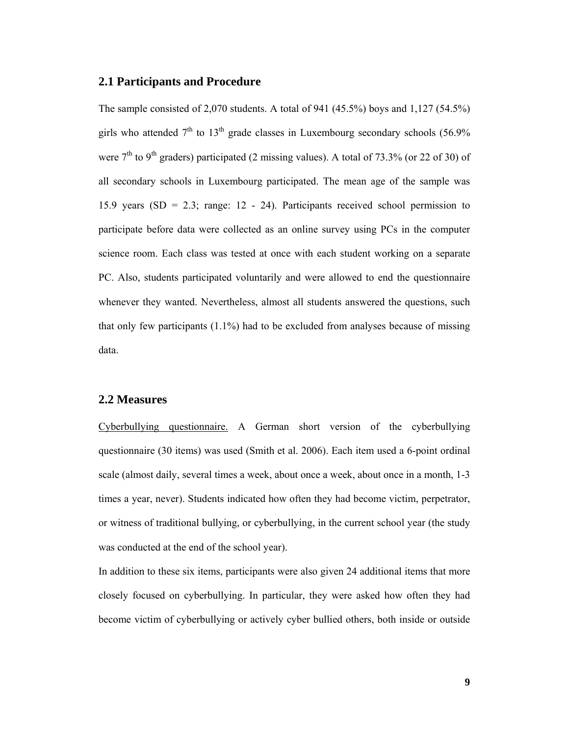## 2.1 Participants and Procedure

The sample consisted of 2,070 students. A total of 941 (45.5%) boys and 1,127 (54.5%) girls who attended 7th to 13th grade classes in Luxembourg secondary schools (56.9% were 7th to 9th graders) participated (2 missing values). A total of 73.3% (or 22 of 30) of all secondary schools in Luxembourg participated. The mean age of the sample was 15.9 years (SD = 2.3; range: 12 - 24). Participants received school permission to participate before data were collected as an online survey using PCs in the computer science room. Each class was tested at once with each student working on a separate PC. Also, students participated voluntarily and were allowed to end the questionnaire whenever they wanted. Nevertheless, almost all students answered the questions, such that only few participants (1.1%) had to be excluded from analyses because of missing data.

## 2.2 Measures

Cyberbullying questionnaire. A German short version of the cyberbullying questionnaire (30 items) was used (Smith et al. 2006). Each item used a 6-point ordinal scale (almost daily, several times a week, about once a week, about once in a month, 1-3 times a year, never). Students indicated how often they had become victim, perpetrator, or witness of traditional bullying, or cyberbullying, in the current school year (the study was conducted at the end of the school year).

In addition to these six items, participants were also given 24 additional items that more closely focused on cyberbullying. In particular, they were asked how often they had become victim of cyberbullying or actively cyber bullied others, both inside or outside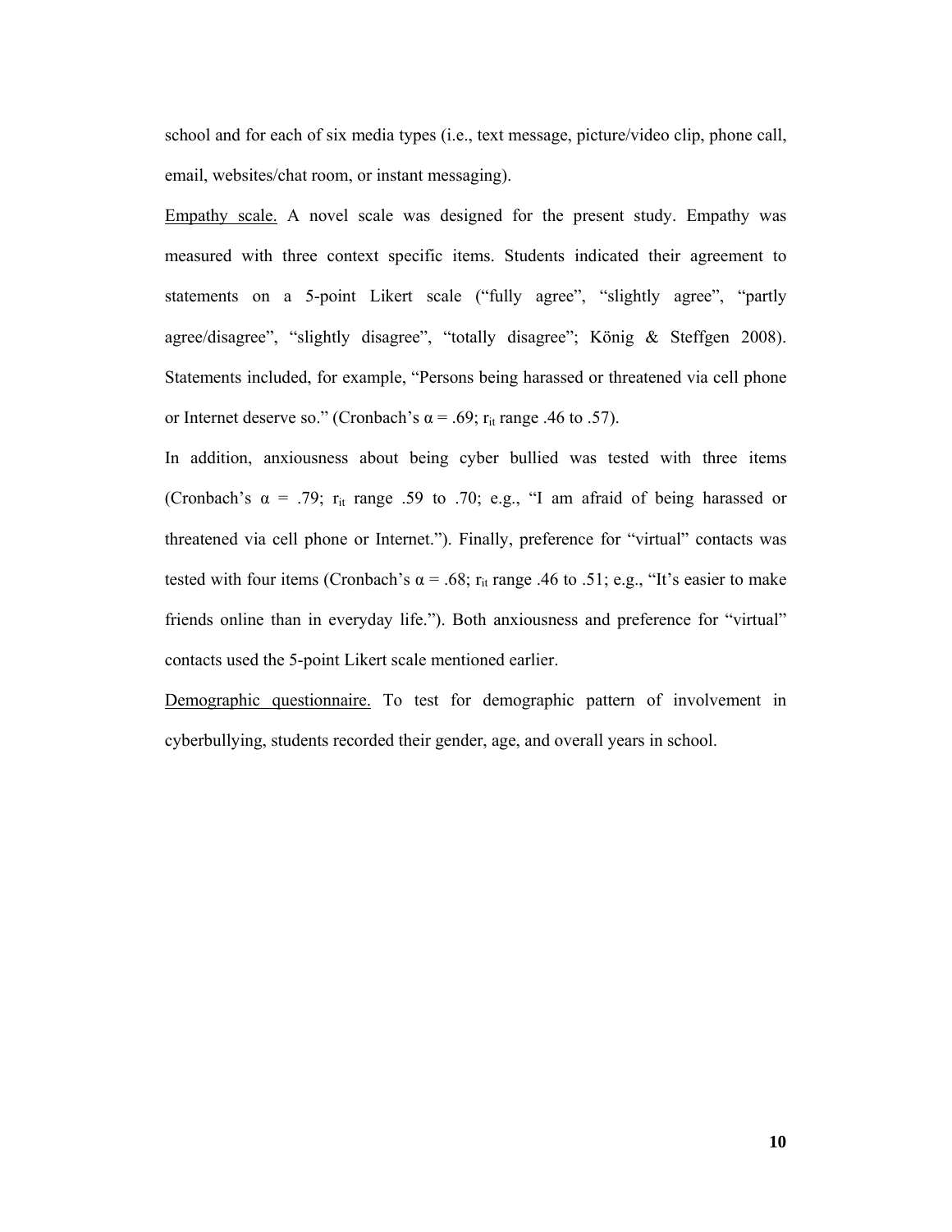school and for each of six media types (i.e., text message, picture/video clip, phone call, email, websites/chat room, or instant messaging).

Empathy scale. A novel scale was designed for the present study. Empathy was measured with three context specific items. Students indicated their agreement to statements on a 5-point Likert scale ("fully agree", "slightly agree", "partly agree/disagree", "slightly disagree", "totally disagree"; König & Steffgen 2008). Statements included, for example, "Persons being harassed or threatened via cell phone or Internet deserve so." (Cronbach's $\alpha = .69$; $r_{it}$ range .46 to .57).

In addition, anxiousness about being cyber bullied was tested with three items (Cronbach's $\alpha = .79$; $r_{it}$ range .59 to .70; e.g., "I am afraid of being harassed or threatened via cell phone or Internet."). Finally, preference for "virtual" contacts was tested with four items (Cronbach's $\alpha = .68$; $r_{it}$ range .46 to .51; e.g., "It's easier to make friends online than in everyday life."). Both anxiousness and preference for "virtual" contacts used the 5-point Likert scale mentioned earlier.

Demographic questionnaire. To test for demographic pattern of involvement in cyberbullying, students recorded their gender, age, and overall years in school.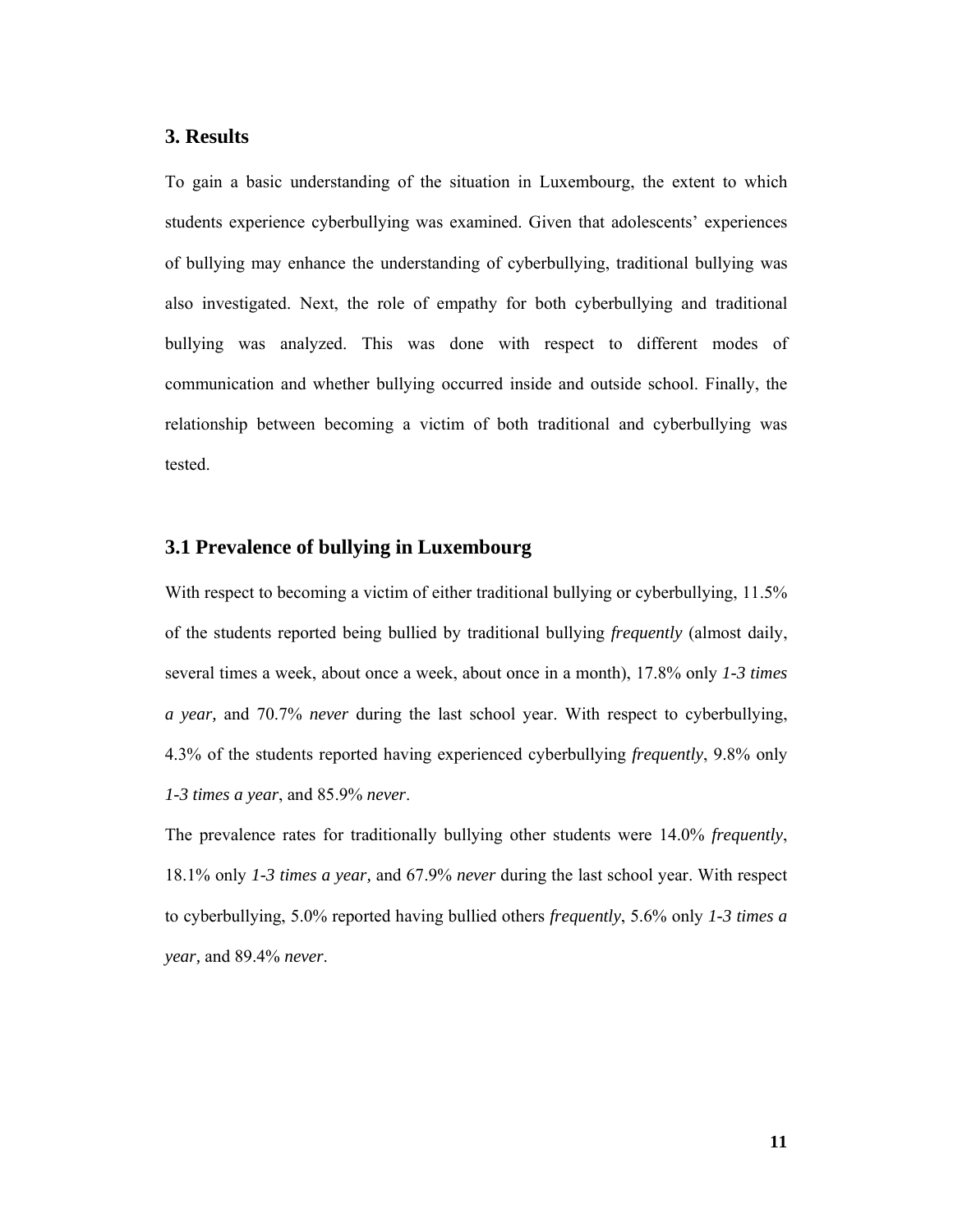## 3. Results

To gain a basic understanding of the situation in Luxembourg, the extent to which students experience cyberbullying was examined. Given that adolescents' experiences of bullying may enhance the understanding of cyberbullying, traditional bullying was also investigated. Next, the role of empathy for both cyberbullying and traditional bullying was analyzed. This was done with respect to different modes of communication and whether bullying occurred inside and outside school. Finally, the relationship between becoming a victim of both traditional and cyberbullying was tested.

### 3.1 Prevalence of bullying in Luxembourg

With respect to becoming a victim of either traditional bullying or cyberbullying, 11.5% of the students reported being bullied by traditional bullying *frequently* (almost daily, several times a week, about once a week, about once in a month), 17.8% only *1-3 times a year,* and 70.7% *never* during the last school year. With respect to cyberbullying, 4.3% of the students reported having experienced cyberbullying *frequently*, 9.8% only *1-3 times a year*, and 85.9% *never*.

The prevalence rates for traditionally bullying other students were 14.0% *frequently*, 18.1% only *1-3 times a year,* and 67.9% *never* during the last school year. With respect to cyberbullying, 5.0% reported having bullied others *frequently*, 5.6% only *1-3 times a year,* and 89.4% *never*.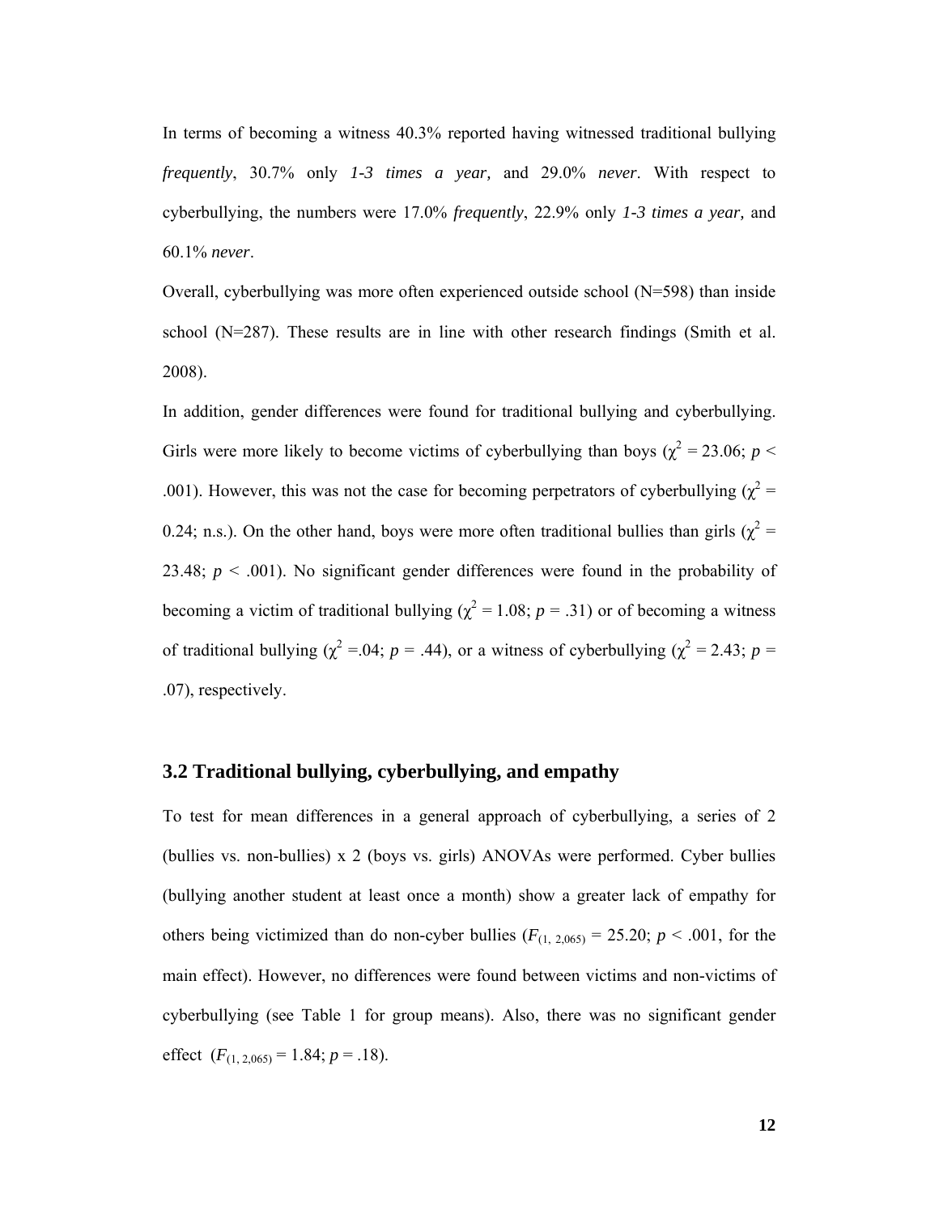In terms of becoming a witness 40.3% reported having witnessed traditional bullying *frequently*, 30.7% only *1-3 times a year,* and 29.0% *never*. With respect to cyberbullying, the numbers were 17.0% *frequently*, 22.9% only *1-3 times a year,* and 60.1% *never*.

Overall, cyberbullying was more often experienced outside school (N=598) than inside school (N=287). These results are in line with other research findings (Smith et al. 2008).

In addition, gender differences were found for traditional bullying and cyberbullying. Girls were more likely to become victims of cyberbullying than boys ($\chi^2$ = 23.06; $p$ < .001). However, this was not the case for becoming perpetrators of cyberbullying ($\chi^2$ = 0.24; n.s.). On the other hand, boys were more often traditional bullies than girls ($\chi^2$ = 23.48; $p$ < .001). No significant gender differences were found in the probability of becoming a victim of traditional bullying ($\chi^2$ = 1.08; $p$ = .31) or of becoming a witness of traditional bullying ($\chi^2$ =.04; $p$ = .44), or a witness of cyberbullying ($\chi^2$ = 2.43; $p$ = .07), respectively.

## 3.2 Traditional bullying, cyberbullying, and empathy

To test for mean differences in a general approach of cyberbullying, a series of 2 (bullies vs. non-bullies) x 2 (boys vs. girls) ANOVAs were performed. Cyber bullies (bullying another student at least once a month) show a greater lack of empathy for others being victimized than do non-cyber bullies ($F_{(1,\ 2,065)}$ = 25.20; $p$ < .001, for the main effect). However, no differences were found between victims and non-victims of cyberbullying (see Table 1 for group means). Also, there was no significant gender effect ($F_{(1,\ 2,065)}$ = 1.84; $p$ = .18).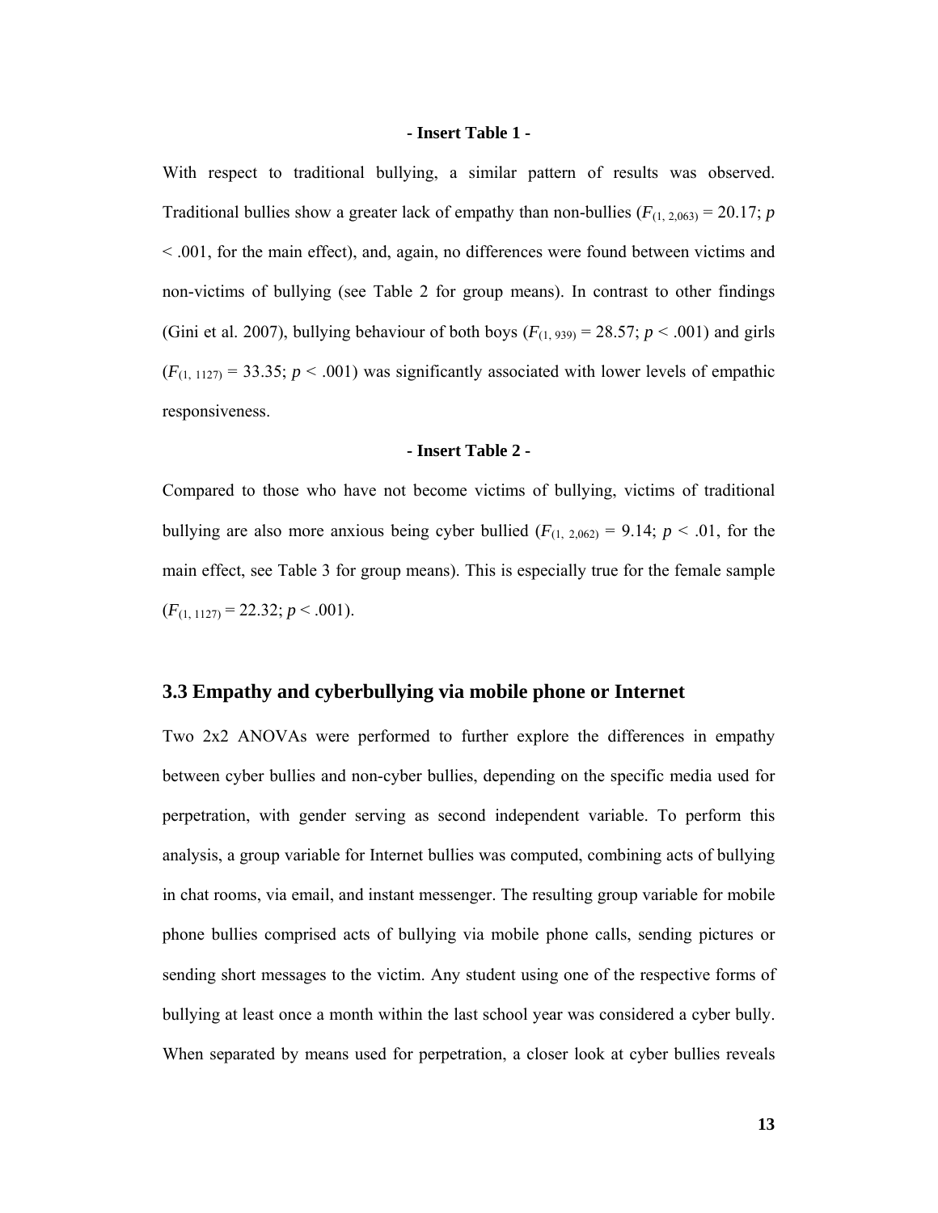**- Insert Table 1 -**

With respect to traditional bullying, a similar pattern of results was observed. Traditional bullies show a greater lack of empathy than non-bullies ($F_{(1,\ 2{,}063)} = 20.17$; $p < .001$, for the main effect), and, again, no differences were found between victims and non-victims of bullying (see Table 2 for group means). In contrast to other findings (Gini et al. 2007), bullying behaviour of both boys ($F_{(1,\ 939)} = 28.57$; $p < .001$) and girls ($F_{(1,\ 1127)} = 33.35$; $p < .001$) was significantly associated with lower levels of empathic responsiveness.

**- Insert Table 2 -**

Compared to those who have not become victims of bullying, victims of traditional bullying are also more anxious being cyber bullied ($F_{(1,\ 2{,}062)} = 9.14$; $p < .01$, for the main effect, see Table 3 for group means). This is especially true for the female sample ($F_{(1,\ 1127)} = 22.32$; $p < .001$).

## 3.3 Empathy and cyberbullying via mobile phone or Internet

Two 2x2 ANOVAs were performed to further explore the differences in empathy between cyber bullies and non-cyber bullies, depending on the specific media used for perpetration, with gender serving as second independent variable. To perform this analysis, a group variable for Internet bullies was computed, combining acts of bullying in chat rooms, via email, and instant messenger. The resulting group variable for mobile phone bullies comprised acts of bullying via mobile phone calls, sending pictures or sending short messages to the victim. Any student using one of the respective forms of bullying at least once a month within the last school year was considered a cyber bully. When separated by means used for perpetration, a closer look at cyber bullies reveals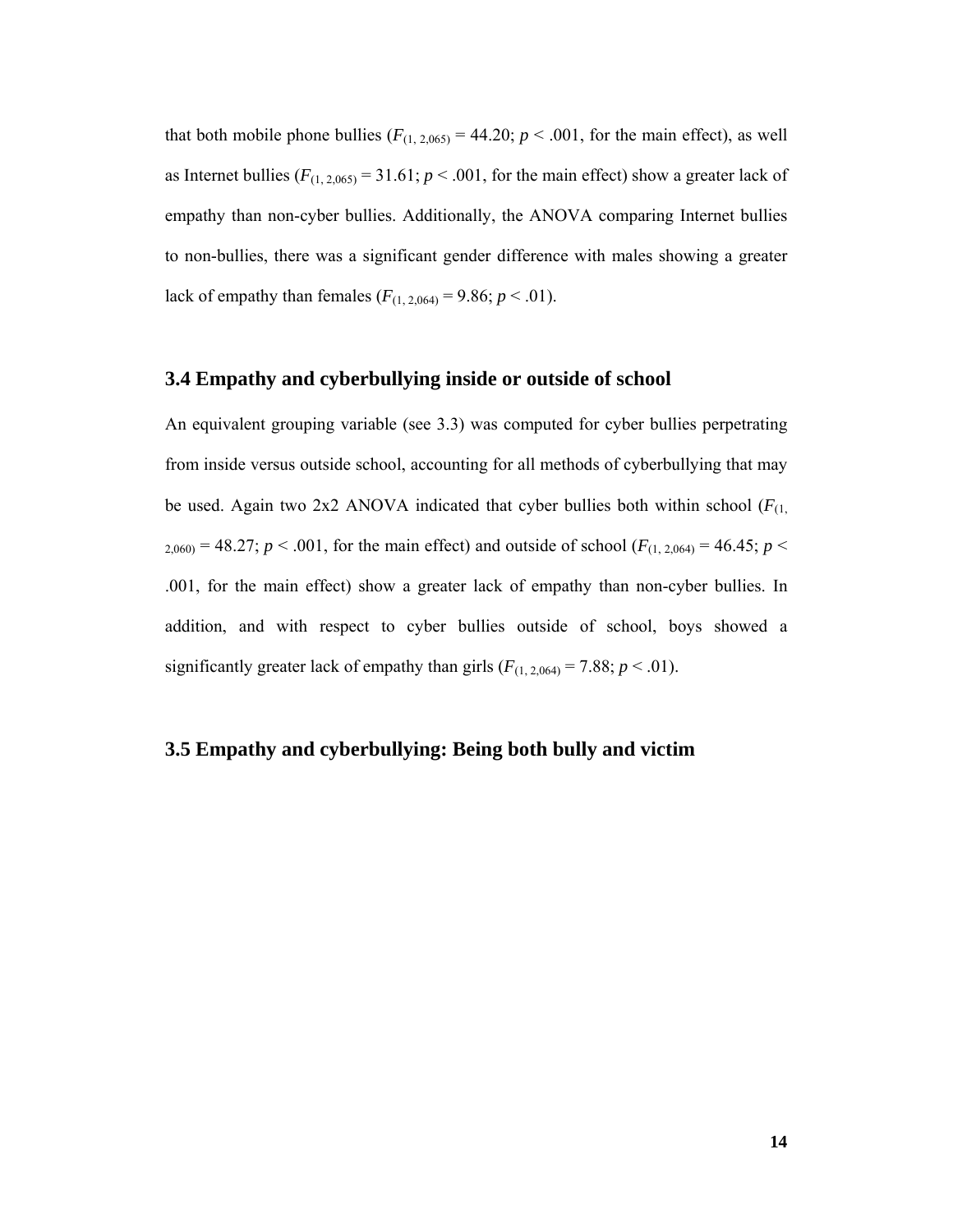that both mobile phone bullies ($F_{(1, 2,065)} = 44.20$; $p < .001$, for the main effect), as well as Internet bullies ($F_{(1, 2,065)} = 31.61$; $p < .001$, for the main effect) show a greater lack of empathy than non-cyber bullies. Additionally, the ANOVA comparing Internet bullies to non-bullies, there was a significant gender difference with males showing a greater lack of empathy than females ($F_{(1, 2,064)} = 9.86$; $p < .01$).

## 3.4 Empathy and cyberbullying inside or outside of school

An equivalent grouping variable (see 3.3) was computed for cyber bullies perpetrating from inside versus outside school, accounting for all methods of cyberbullying that may be used. Again two 2x2 ANOVA indicated that cyber bullies both within school ($F_{(1, 2,060)} = 48.27$; $p < .001$, for the main effect) and outside of school ($F_{(1, 2,064)} = 46.45$; $p < .001$, for the main effect) show a greater lack of empathy than non-cyber bullies. In addition, and with respect to cyber bullies outside of school, boys showed a significantly greater lack of empathy than girls ($F_{(1, 2,064)} = 7.88$; $p < .01$).

## 3.5 Empathy and cyberbullying: Being both bully and victim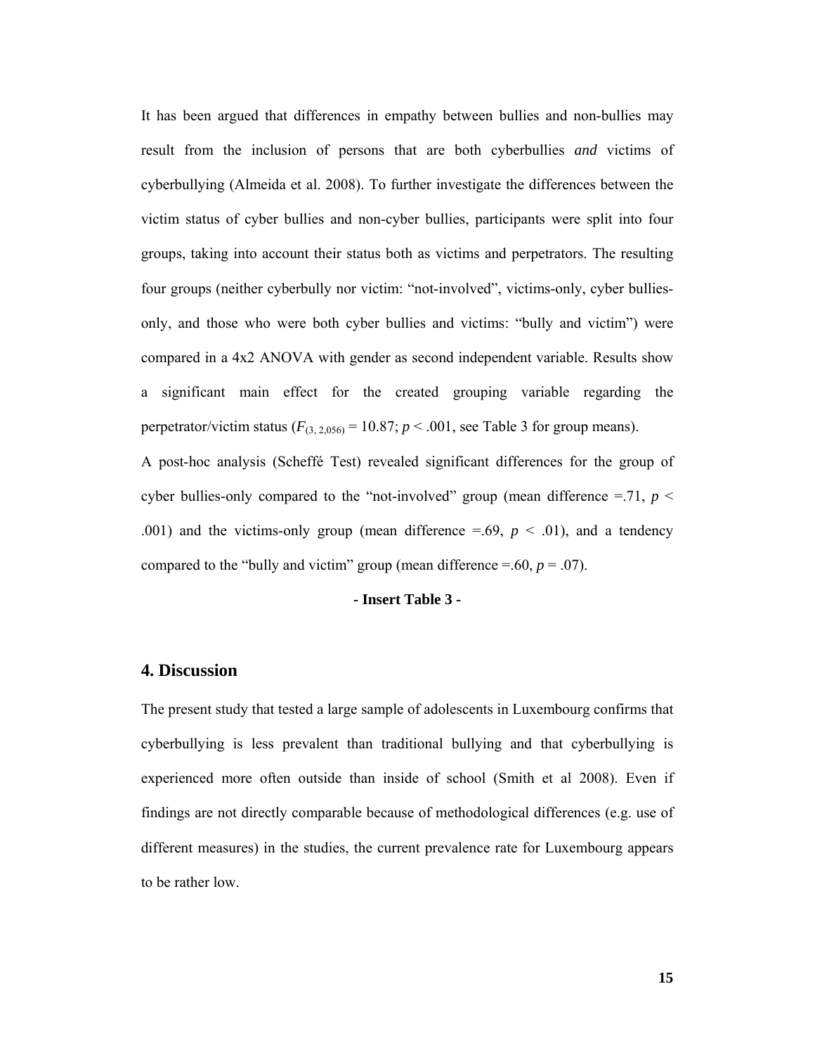It has been argued that differences in empathy between bullies and non-bullies may result from the inclusion of persons that are both cyberbullies *and* victims of cyberbullying (Almeida et al. 2008). To further investigate the differences between the victim status of cyber bullies and non-cyber bullies, participants were split into four groups, taking into account their status both as victims and perpetrators. The resulting four groups (neither cyberbully nor victim: "not-involved", victims-only, cyber bullies-only, and those who were both cyber bullies and victims: "bully and victim") were compared in a 4x2 ANOVA with gender as second independent variable. Results show a significant main effect for the created grouping variable regarding the perpetrator/victim status ($F_{(3,\,2{,}056)} = 10.87$; $p < .001$, see Table 3 for group means).

A post-hoc analysis (Scheffé Test) revealed significant differences for the group of cyber bullies-only compared to the "not-involved" group (mean difference =.71, $p < .001$) and the victims-only group (mean difference =.69, $p < .01$), and a tendency compared to the "bully and victim" group (mean difference =.60, $p = .07$).

**- Insert Table 3 -**

## 4. Discussion

The present study that tested a large sample of adolescents in Luxembourg confirms that cyberbullying is less prevalent than traditional bullying and that cyberbullying is experienced more often outside than inside of school (Smith et al 2008). Even if findings are not directly comparable because of methodological differences (e.g. use of different measures) in the studies, the current prevalence rate for Luxembourg appears to be rather low.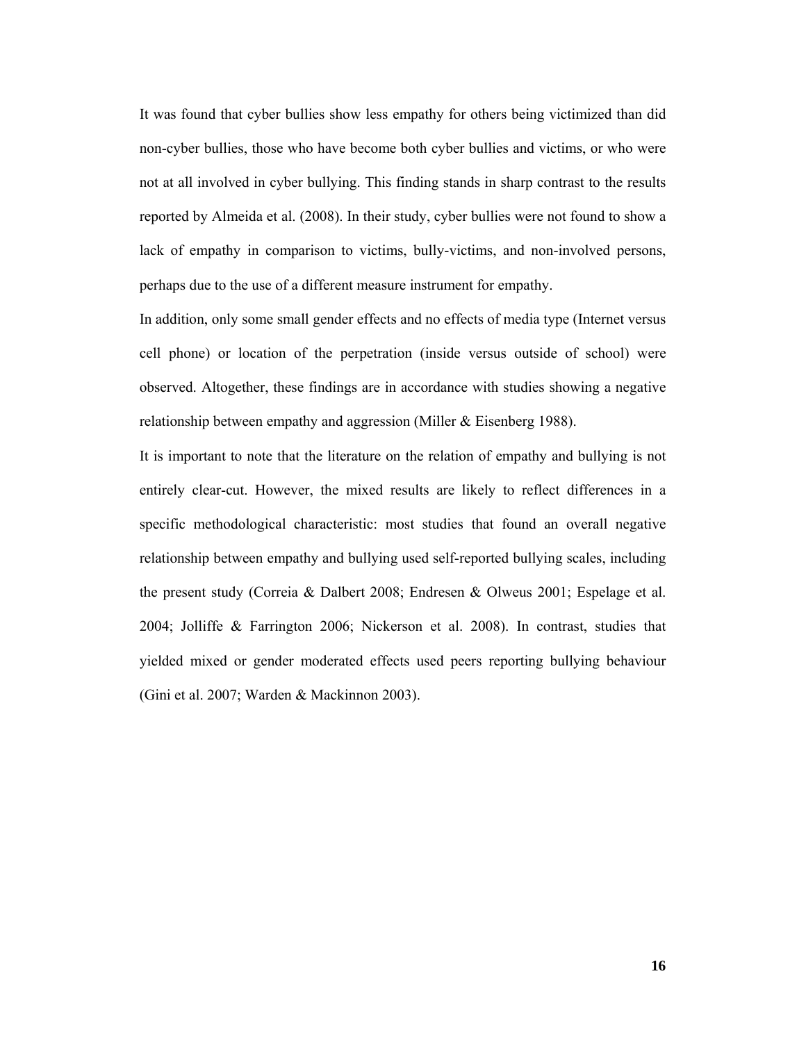It was found that cyber bullies show less empathy for others being victimized than did non-cyber bullies, those who have become both cyber bullies and victims, or who were not at all involved in cyber bullying. This finding stands in sharp contrast to the results reported by Almeida et al. (2008). In their study, cyber bullies were not found to show a lack of empathy in comparison to victims, bully-victims, and non-involved persons, perhaps due to the use of a different measure instrument for empathy.

In addition, only some small gender effects and no effects of media type (Internet versus cell phone) or location of the perpetration (inside versus outside of school) were observed. Altogether, these findings are in accordance with studies showing a negative relationship between empathy and aggression (Miller & Eisenberg 1988).

It is important to note that the literature on the relation of empathy and bullying is not entirely clear-cut. However, the mixed results are likely to reflect differences in a specific methodological characteristic: most studies that found an overall negative relationship between empathy and bullying used self-reported bullying scales, including the present study (Correia & Dalbert 2008; Endresen & Olweus 2001; Espelage et al. 2004; Jolliffe & Farrington 2006; Nickerson et al. 2008). In contrast, studies that yielded mixed or gender moderated effects used peers reporting bullying behaviour (Gini et al. 2007; Warden & Mackinnon 2003).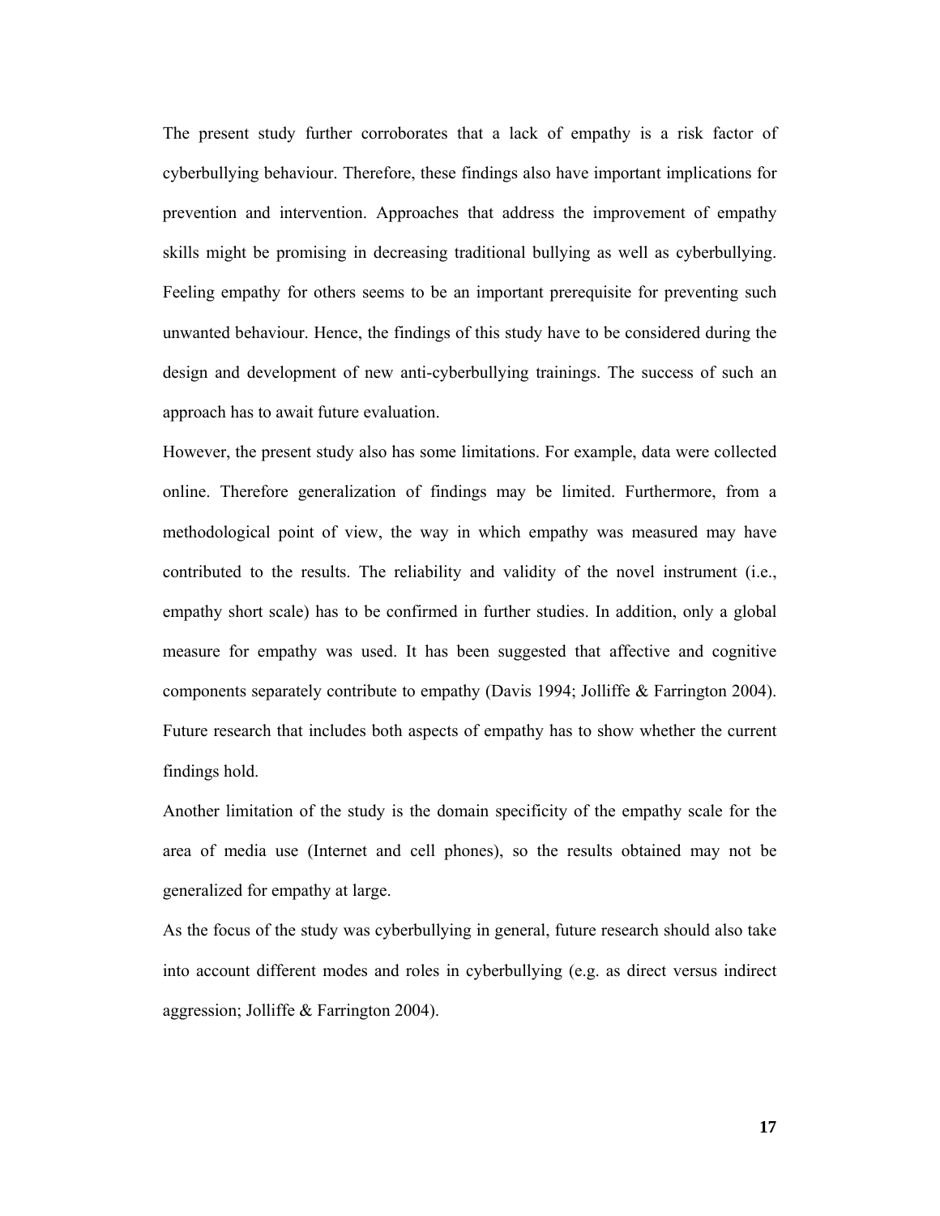The present study further corroborates that a lack of empathy is a risk factor of cyberbullying behaviour. Therefore, these findings also have important implications for prevention and intervention. Approaches that address the improvement of empathy skills might be promising in decreasing traditional bullying as well as cyberbullying. Feeling empathy for others seems to be an important prerequisite for preventing such unwanted behaviour. Hence, the findings of this study have to be considered during the design and development of new anti-cyberbullying trainings. The success of such an approach has to await future evaluation.

However, the present study also has some limitations. For example, data were collected online. Therefore generalization of findings may be limited. Furthermore, from a methodological point of view, the way in which empathy was measured may have contributed to the results. The reliability and validity of the novel instrument (i.e., empathy short scale) has to be confirmed in further studies. In addition, only a global measure for empathy was used. It has been suggested that affective and cognitive components separately contribute to empathy (Davis 1994; Jolliffe & Farrington 2004). Future research that includes both aspects of empathy has to show whether the current findings hold.

Another limitation of the study is the domain specificity of the empathy scale for the area of media use (Internet and cell phones), so the results obtained may not be generalized for empathy at large.

As the focus of the study was cyberbullying in general, future research should also take into account different modes and roles in cyberbullying (e.g. as direct versus indirect aggression; Jolliffe & Farrington 2004).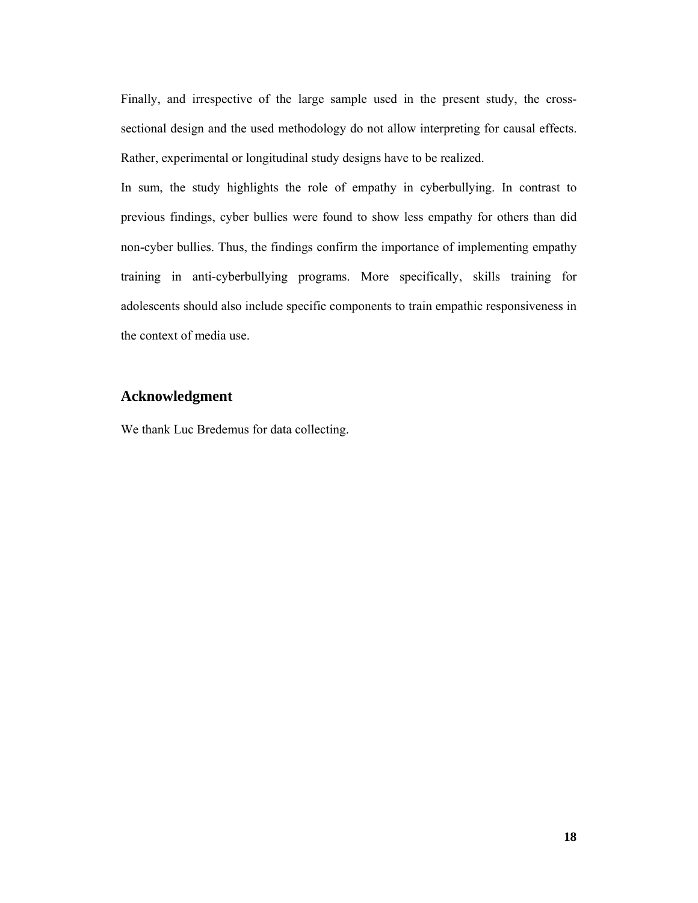Finally, and irrespective of the large sample used in the present study, the cross-sectional design and the used methodology do not allow interpreting for causal effects. Rather, experimental or longitudinal study designs have to be realized.

In sum, the study highlights the role of empathy in cyberbullying. In contrast to previous findings, cyber bullies were found to show less empathy for others than did non-cyber bullies. Thus, the findings confirm the importance of implementing empathy training in anti-cyberbullying programs. More specifically, skills training for adolescents should also include specific components to train empathic responsiveness in the context of media use.

## Acknowledgment

We thank Luc Bredemus for data collecting.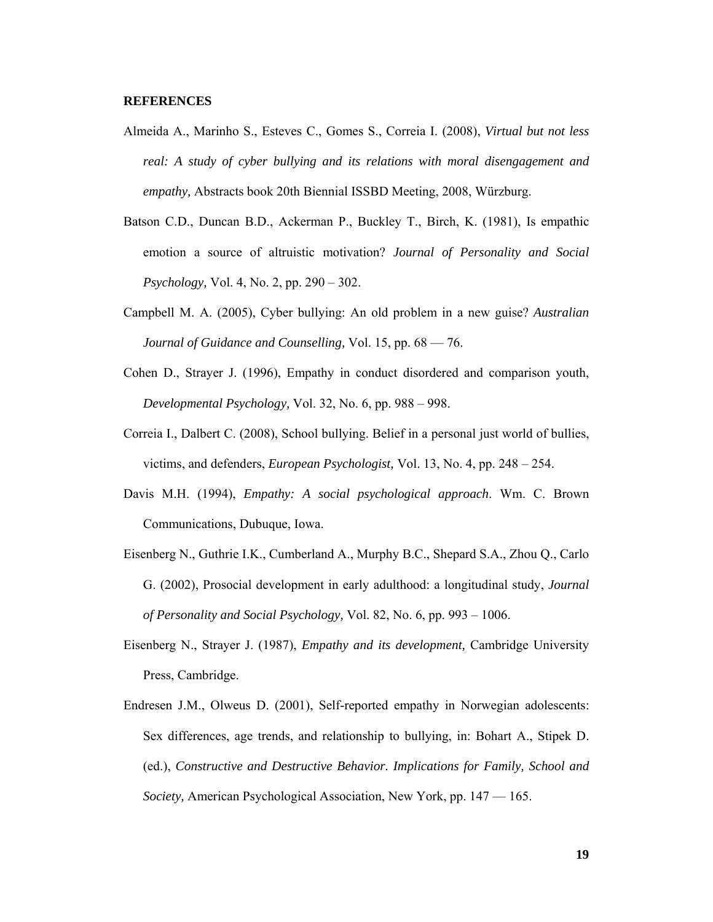**REFERENCES**

Almeida A., Marinho S., Esteves C., Gomes S., Correia I. (2008), *Virtual but not less real: A study of cyber bullying and its relations with moral disengagement and empathy,* Abstracts book 20th Biennial ISSBD Meeting, 2008, Würzburg.

Batson C.D., Duncan B.D., Ackerman P., Buckley T., Birch, K. (1981), Is empathic emotion a source of altruistic motivation? *Journal of Personality and Social Psychology,* Vol. 4, No. 2, pp. 290 – 302.

Campbell M. A. (2005), Cyber bullying: An old problem in a new guise? *Australian Journal of Guidance and Counselling,* Vol. 15, pp. 68 — 76.

Cohen D., Strayer J. (1996), Empathy in conduct disordered and comparison youth, *Developmental Psychology,* Vol. 32, No. 6, pp. 988 – 998.

Correia I., Dalbert C. (2008), School bullying. Belief in a personal just world of bullies, victims, and defenders, *European Psychologist,* Vol. 13, No. 4, pp. 248 – 254.

Davis M.H. (1994), *Empathy: A social psychological approach*. Wm. C. Brown Communications, Dubuque, Iowa.

Eisenberg N., Guthrie I.K., Cumberland A., Murphy B.C., Shepard S.A., Zhou Q., Carlo G. (2002), Prosocial development in early adulthood: a longitudinal study, *Journal of Personality and Social Psychology,* Vol. 82, No. 6, pp. 993 – 1006.

Eisenberg N., Strayer J. (1987), *Empathy and its development,* Cambridge University Press, Cambridge.

Endresen J.M., Olweus D. (2001), Self-reported empathy in Norwegian adolescents: Sex differences, age trends, and relationship to bullying, in: Bohart A., Stipek D. (ed.), *Constructive and Destructive Behavior. Implications for Family, School and Society,* American Psychological Association, New York, pp. 147 — 165.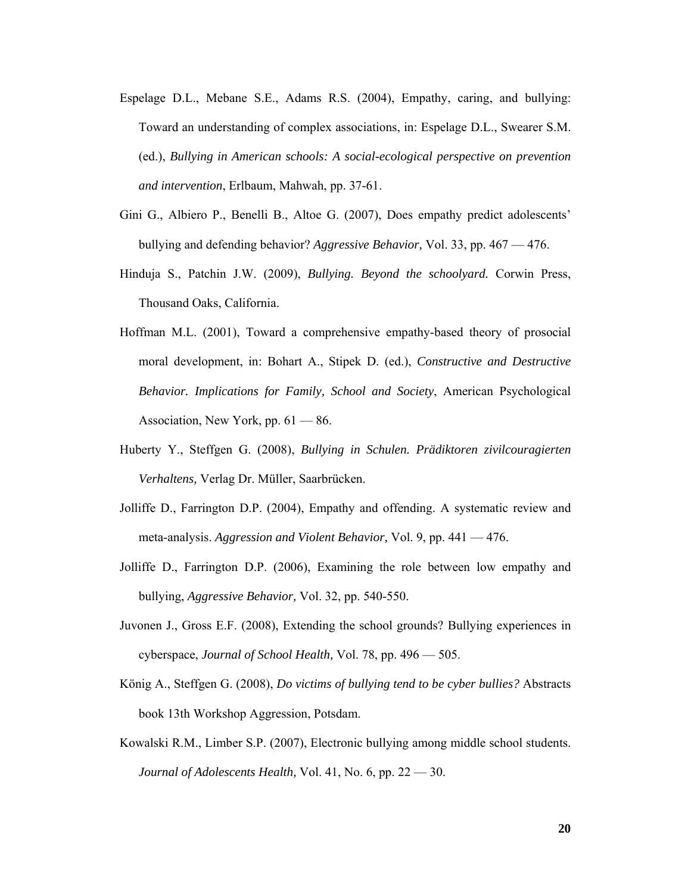Espelage D.L., Mebane S.E., Adams R.S. (2004), Empathy, caring, and bullying: Toward an understanding of complex associations, in: Espelage D.L., Swearer S.M. (ed.), *Bullying in American schools: A social-ecological perspective on prevention and intervention*, Erlbaum, Mahwah, pp. 37-61.

Gini G., Albiero P., Benelli B., Altoe G. (2007), Does empathy predict adolescents' bullying and defending behavior? *Aggressive Behavior,* Vol. 33, pp. 467 — 476.

Hinduja S., Patchin J.W. (2009), *Bullying. Beyond the schoolyard.* Corwin Press, Thousand Oaks, California.

Hoffman M.L. (2001), Toward a comprehensive empathy-based theory of prosocial moral development, in: Bohart A., Stipek D. (ed.), *Constructive and Destructive Behavior. Implications for Family, School and Society*, American Psychological Association, New York, pp. 61 — 86.

Huberty Y., Steffgen G. (2008), *Bullying in Schulen. Prädiktoren zivilcouragierten Verhaltens,* Verlag Dr. Müller, Saarbrücken.

Jolliffe D., Farrington D.P. (2004), Empathy and offending. A systematic review and meta-analysis. *Aggression and Violent Behavior,* Vol. 9, pp. 441 — 476.

Jolliffe D., Farrington D.P. (2006), Examining the role between low empathy and bullying, *Aggressive Behavior,* Vol. 32, pp. 540-550.

Juvonen J., Gross E.F. (2008), Extending the school grounds? Bullying experiences in cyberspace, *Journal of School Health,* Vol. 78, pp. 496 — 505.

König A., Steffgen G. (2008), *Do victims of bullying tend to be cyber bullies?* Abstracts book 13th Workshop Aggression, Potsdam.

Kowalski R.M., Limber S.P. (2007), Electronic bullying among middle school students. *Journal of Adolescents Health,* Vol. 41, No. 6, pp. 22 — 30.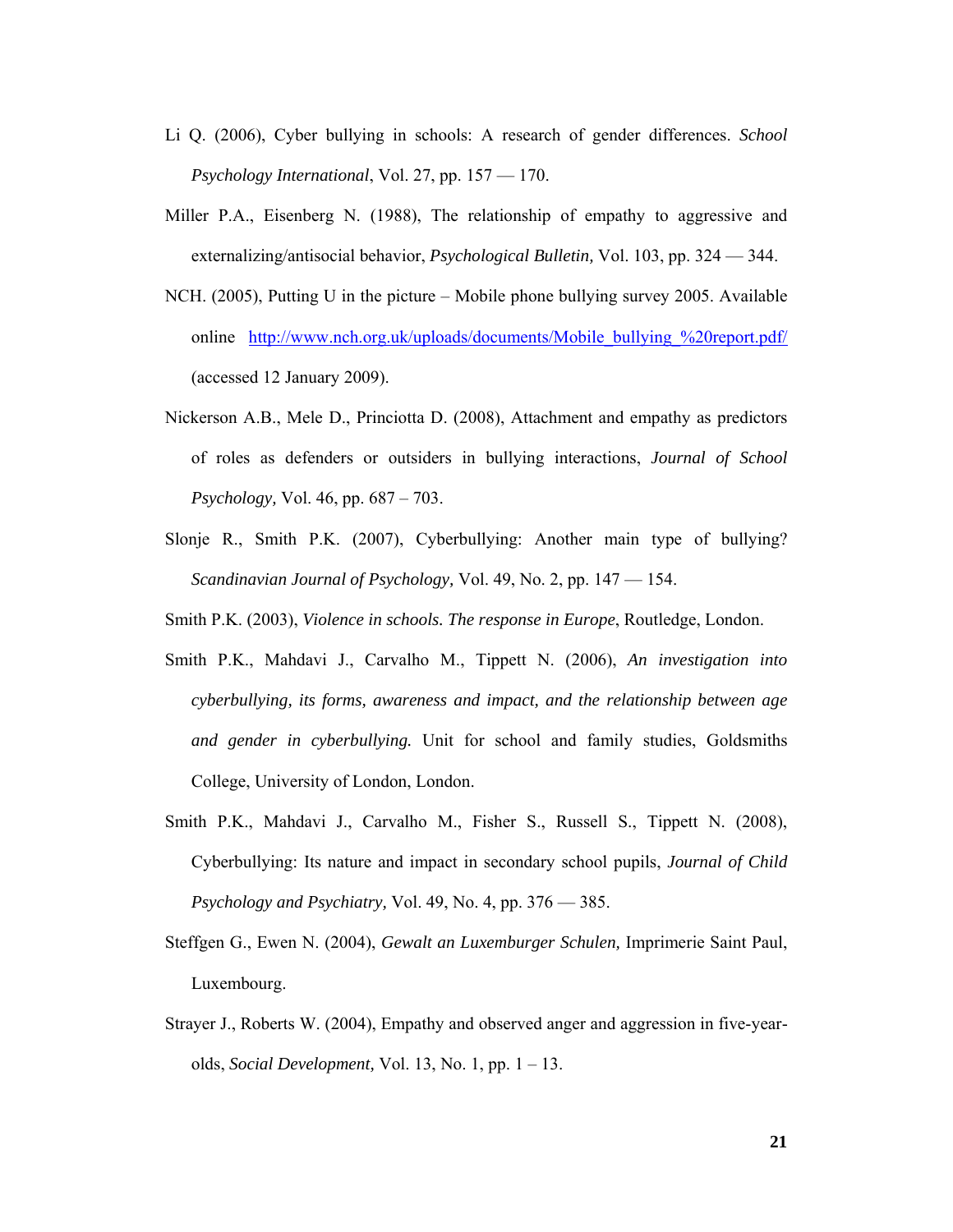Li Q. (2006), Cyber bullying in schools: A research of gender differences. *School Psychology International*, Vol. 27, pp. 157 — 170.

Miller P.A., Eisenberg N. (1988), The relationship of empathy to aggressive and externalizing/antisocial behavior, *Psychological Bulletin,* Vol. 103, pp. 324 — 344.

NCH. (2005), Putting U in the picture – Mobile phone bullying survey 2005. Available online http://www.nch.org.uk/uploads/documents/Mobile_bullying_%20report.pdf/ (accessed 12 January 2009).

Nickerson A.B., Mele D., Princiotta D. (2008), Attachment and empathy as predictors of roles as defenders or outsiders in bullying interactions, *Journal of School Psychology,* Vol. 46, pp. 687 – 703.

Slonje R., Smith P.K. (2007), Cyberbullying: Another main type of bullying? *Scandinavian Journal of Psychology,* Vol. 49, No. 2, pp. 147 — 154.

Smith P.K. (2003), *Violence in schools. The response in Europe*, Routledge, London.

Smith P.K., Mahdavi J., Carvalho M., Tippett N. (2006), *An investigation into cyberbullying, its forms, awareness and impact, and the relationship between age and gender in cyberbullying.* Unit for school and family studies, Goldsmiths College, University of London, London.

Smith P.K., Mahdavi J., Carvalho M., Fisher S., Russell S., Tippett N. (2008), Cyberbullying: Its nature and impact in secondary school pupils, *Journal of Child Psychology and Psychiatry,* Vol. 49, No. 4, pp. 376 — 385.

Steffgen G., Ewen N. (2004), *Gewalt an Luxemburger Schulen,* Imprimerie Saint Paul, Luxembourg.

Strayer J., Roberts W. (2004), Empathy and observed anger and aggression in five-year-olds, *Social Development,* Vol. 13, No. 1, pp. 1 – 13.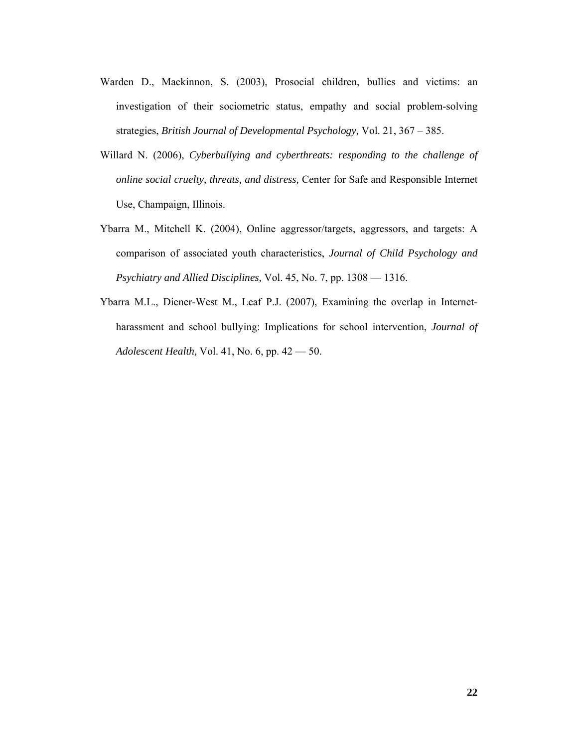Warden D., Mackinnon, S. (2003), Prosocial children, bullies and victims: an investigation of their sociometric status, empathy and social problem-solving strategies, *British Journal of Developmental Psychology,* Vol. 21, 367 – 385.

Willard N. (2006), *Cyberbullying and cyberthreats: responding to the challenge of online social cruelty, threats, and distress,* Center for Safe and Responsible Internet Use, Champaign, Illinois.

Ybarra M., Mitchell K. (2004), Online aggressor/targets, aggressors, and targets: A comparison of associated youth characteristics, *Journal of Child Psychology and Psychiatry and Allied Disciplines,* Vol. 45, No. 7, pp. 1308 — 1316.

Ybarra M.L., Diener-West M., Leaf P.J. (2007), Examining the overlap in Internet-harassment and school bullying: Implications for school intervention, *Journal of Adolescent Health,* Vol. 41, No. 6, pp. 42 — 50.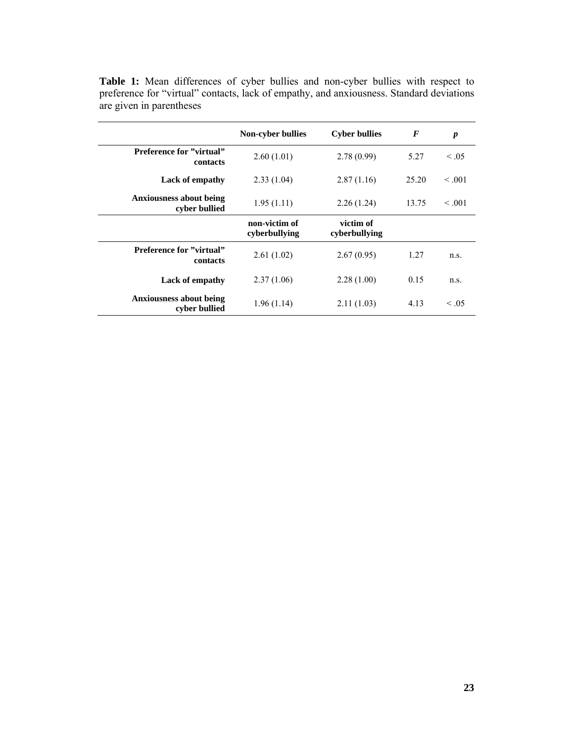**Table 1:** Mean differences of cyber bullies and non-cyber bullies with respect to preference for "virtual" contacts, lack of empathy, and anxiousness. Standard deviations are given in parentheses

| | **Non-cyber bullies** | **Cyber bullies** | ***F*** | ***p*** |
|---|---|---|---|---|
| **Preference for "virtual" contacts** | 2.60 (1.01) | 2.78 (0.99) | 5.27 | < .05 |
| **Lack of empathy** | 2.33 (1.04) | 2.87 (1.16) | 25.20 | < .001 |
| **Anxiousness about being cyber bullied** | 1.95 (1.11) | 2.26 (1.24) | 13.75 | < .001 |
| | **non-victim of cyberbullying** | **victim of cyberbullying** | | |
| **Preference for "virtual" contacts** | 2.61 (1.02) | 2.67 (0.95) | 1.27 | n.s. |
| **Lack of empathy** | 2.37 (1.06) | 2.28 (1.00) | 0.15 | n.s. |
| **Anxiousness about being cyber bullied** | 1.96 (1.14) | 2.11 (1.03) | 4.13 | < .05 |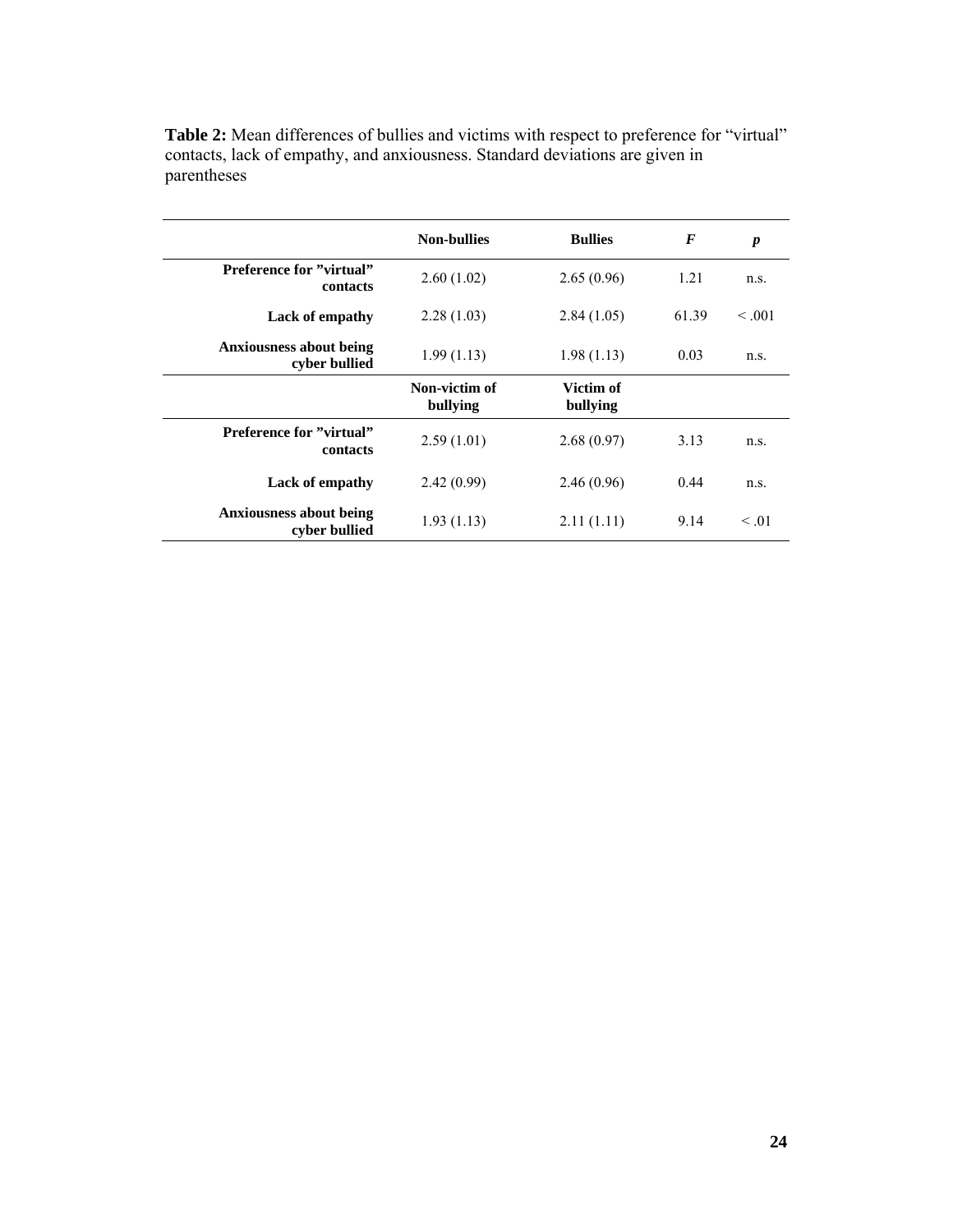**Table 2:** Mean differences of bullies and victims with respect to preference for “virtual” contacts, lack of empathy, and anxiousness. Standard deviations are given in parentheses

| | Non-bullies | Bullies | *F* | *p* |
|---|---|---|---|---|
| **Preference for ”virtual” contacts** | 2.60 (1.02) | 2.65 (0.96) | 1.21 | n.s. |
| **Lack of empathy** | 2.28 (1.03) | 2.84 (1.05) | 61.39 | < .001 |
| **Anxiousness about being cyber bullied** | 1.99 (1.13) | 1.98 (1.13) | 0.03 | n.s. |
| | **Non-victim of bullying** | **Victim of bullying** | | |
| **Preference for ”virtual” contacts** | 2.59 (1.01) | 2.68 (0.97) | 3.13 | n.s. |
| **Lack of empathy** | 2.42 (0.99) | 2.46 (0.96) | 0.44 | n.s. |
| **Anxiousness about being cyber bullied** | 1.93 (1.13) | 2.11 (1.11) | 9.14 | < .01 |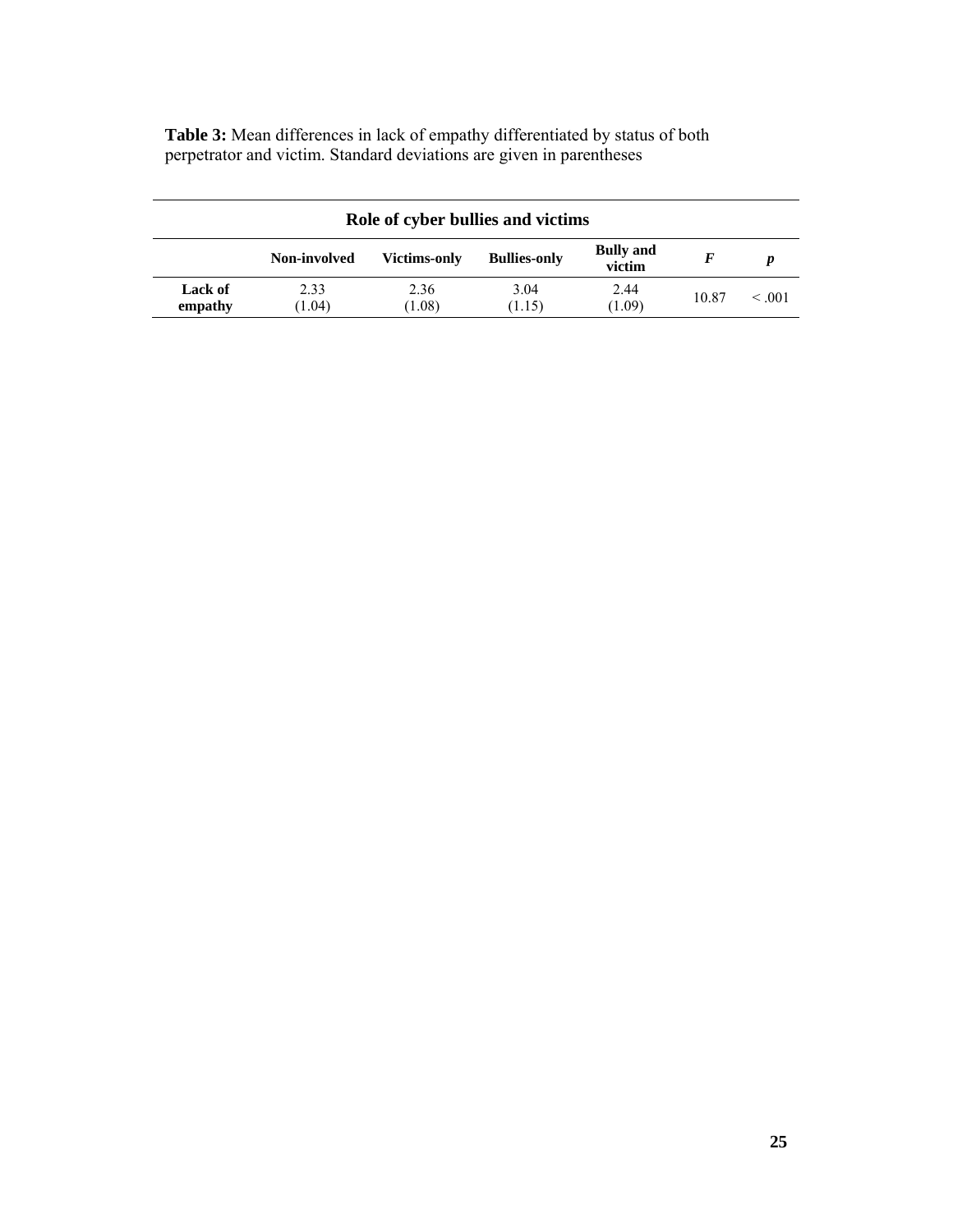**Table 3:** Mean differences in lack of empathy differentiated by status of both perpetrator and victim. Standard deviations are given in parentheses

| | Role of cyber bullies and victims | | | | | |
|---|---|---|---|---|---|---|
| | **Non-involved** | **Victims-only** | **Bullies-only** | **Bully and victim** | ***F*** | ***p*** |
| **Lack of empathy** | 2.33 (1.04) | 2.36 (1.08) | 3.04 (1.15) | 2.44 (1.09) | 10.87 | $< .001$ |